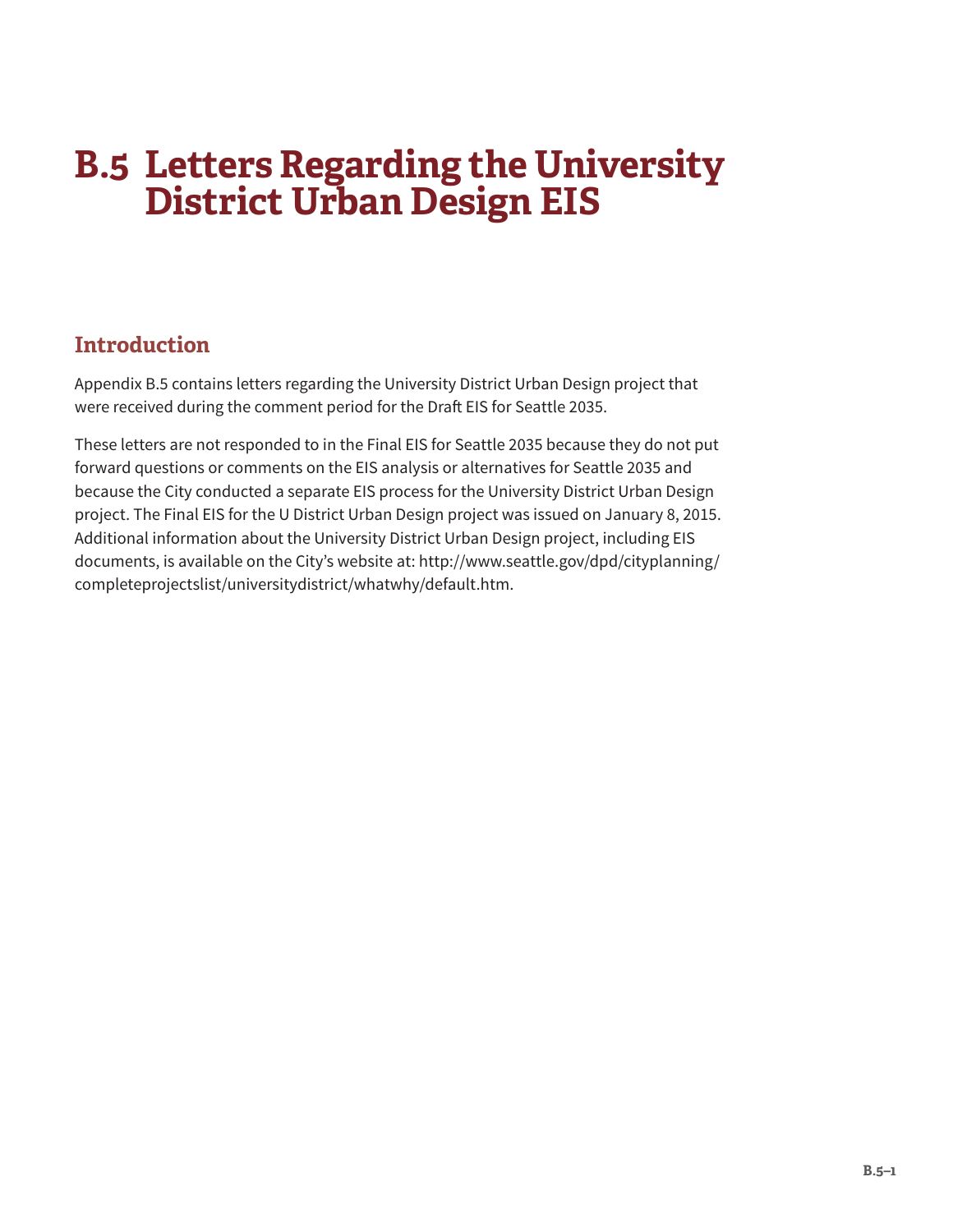# B.5 Letters Regarding the University District Urban Design EIS

## Introduction

Appendix B.5 contains letters regarding the University District Urban Design project that were received during the comment period for the Draft EIS for Seattle 2035.

These letters are not responded to in the Final EIS for Seattle 2035 because they do not put forward questions or comments on the EIS analysis or alternatives for Seattle 2035 and because the City conducted a separate EIS process for the University District Urban Design project. The Final EIS for the U District Urban Design project was issued on January 8, 2015. Additional information about the University District Urban Design project, including EIS documents, is available on the City's website at: http://www.seattle.gov/dpd/cityplanning/completeprojectslist/universitydistrict/whatwhy/default.htm.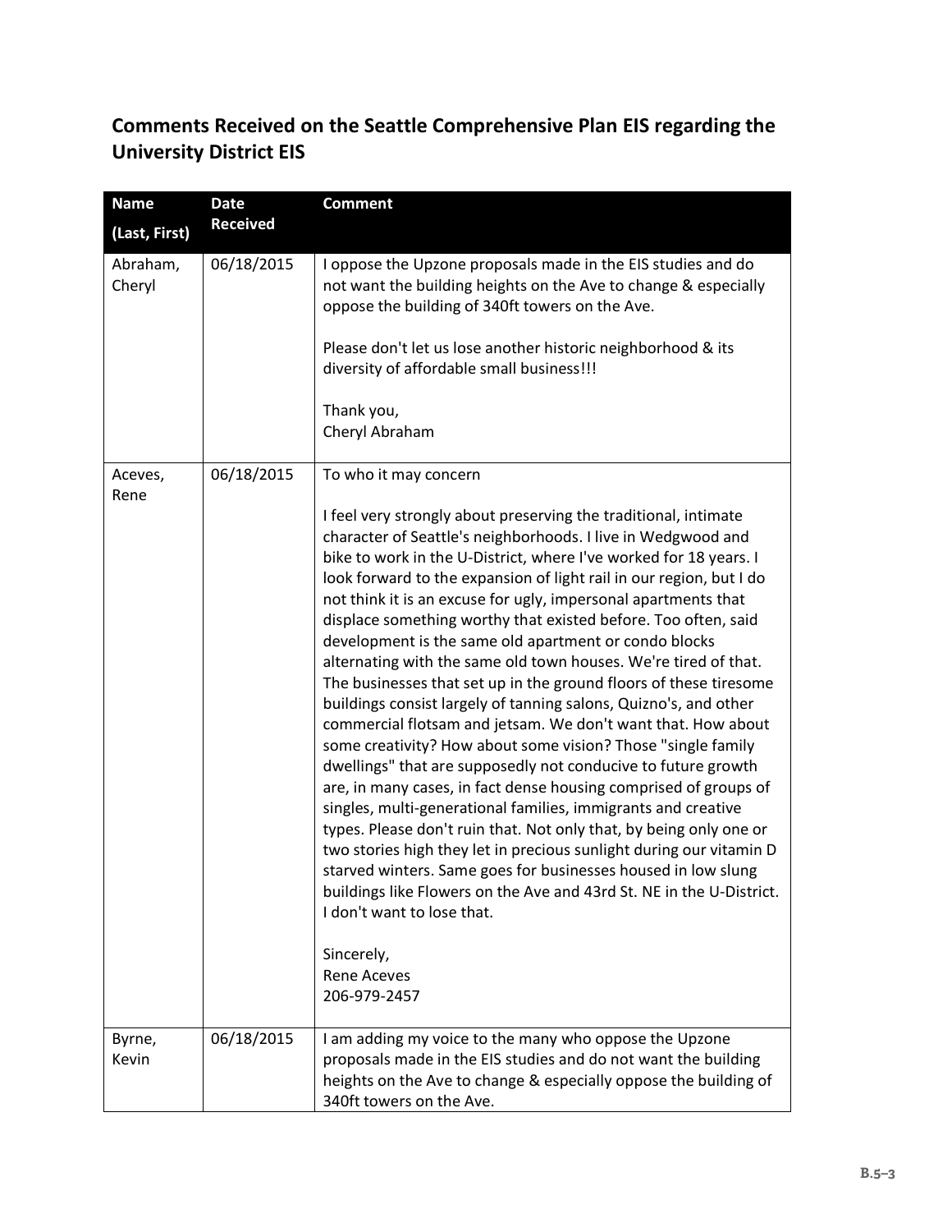## Comments Received on the Seattle Comprehensive Plan EIS regarding the University District EIS

| Name (Last, First) | Date Received | Comment |
|---|---|---|
| Abraham, Cheryl | 06/18/2015 | I oppose the Upzone proposals made in the EIS studies and do not want the building heights on the Ave to change & especially oppose the building of 340ft towers on the Ave.<br><br>Please don't let us lose another historic neighborhood & its diversity of affordable small business!!!<br><br>Thank you,<br>Cheryl Abraham |
| Aceves, Rene | 06/18/2015 | To who it may concern<br><br>I feel very strongly about preserving the traditional, intimate character of Seattle's neighborhoods. I live in Wedgwood and bike to work in the U-District, where I've worked for 18 years. I look forward to the expansion of light rail in our region, but I do not think it is an excuse for ugly, impersonal apartments that displace something worthy that existed before. Too often, said development is the same old apartment or condo blocks alternating with the same old town houses. We're tired of that. The businesses that set up in the ground floors of these tiresome buildings consist largely of tanning salons, Quizno's, and other commercial flotsam and jetsam. We don't want that. How about some creativity? How about some vision? Those "single family dwellings" that are supposedly not conducive to future growth are, in many cases, in fact dense housing comprised of groups of singles, multi-generational families, immigrants and creative types. Please don't ruin that. Not only that, by being only one or two stories high they let in precious sunlight during our vitamin D starved winters. Same goes for businesses housed in low slung buildings like Flowers on the Ave and 43rd St. NE in the U-District. I don't want to lose that.<br><br>Sincerely,<br>Rene Aceves<br>206-979-2457 |
| Byrne, Kevin | 06/18/2015 | I am adding my voice to the many who oppose the Upzone proposals made in the EIS studies and do not want the building heights on the Ave to change & especially oppose the building of 340ft towers on the Ave. |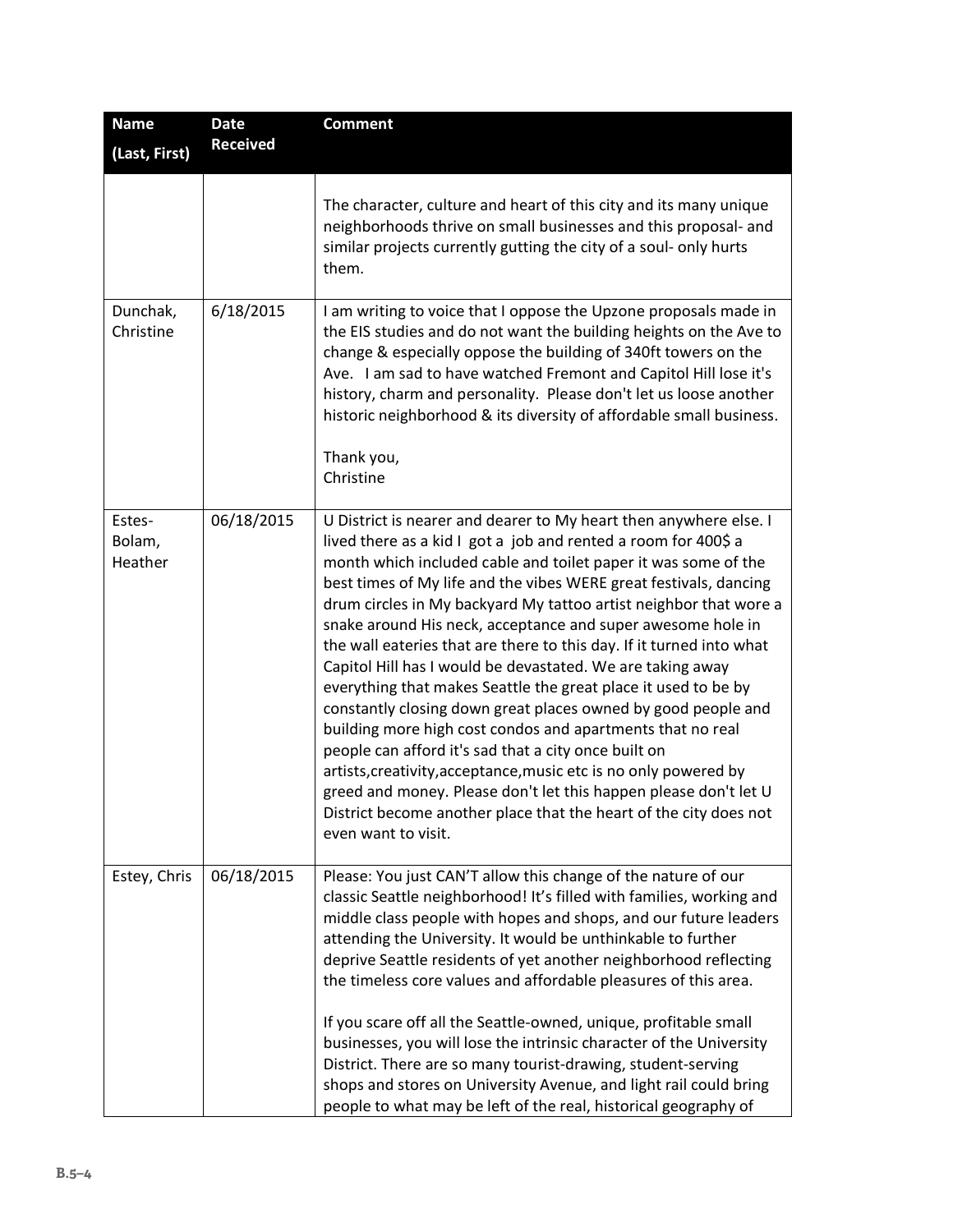| Name (Last, First) | Date Received | Comment |
|---|---|---|
| | | The character, culture and heart of this city and its many unique neighborhoods thrive on small businesses and this proposal- and similar projects currently gutting the city of a soul- only hurts them. |
| Dunchak, Christine | 6/18/2015 | I am writing to voice that I oppose the Upzone proposals made in the EIS studies and do not want the building heights on the Ave to change & especially oppose the building of 340ft towers on the Ave. I am sad to have watched Fremont and Capitol Hill lose it's history, charm and personality. Please don't let us loose another historic neighborhood & its diversity of affordable small business.<br><br>Thank you,<br>Christine |
| Estes-Bolam, Heather | 06/18/2015 | U District is nearer and dearer to My heart then anywhere else. I lived there as a kid I got a job and rented a room for 400$ a month which included cable and toilet paper it was some of the best times of My life and the vibes WERE great festivals, dancing drum circles in My backyard My tattoo artist neighbor that wore a snake around His neck, acceptance and super awesome hole in the wall eateries that are there to this day. If it turned into what Capitol Hill has I would be devastated. We are taking away everything that makes Seattle the great place it used to be by constantly closing down great places owned by good people and building more high cost condos and apartments that no real people can afford it's sad that a city once built on artists,creativity,acceptance,music etc is no only powered by greed and money. Please don't let this happen please don't let U District become another place that the heart of the city does not even want to visit. |
| Estey, Chris | 06/18/2015 | Please: You just CAN'T allow this change of the nature of our classic Seattle neighborhood! It's filled with families, working and middle class people with hopes and shops, and our future leaders attending the University. It would be unthinkable to further deprive Seattle residents of yet another neighborhood reflecting the timeless core values and affordable pleasures of this area.<br><br>If you scare off all the Seattle-owned, unique, profitable small businesses, you will lose the intrinsic character of the University District. There are so many tourist-drawing, student-serving shops and stores on University Avenue, and light rail could bring people to what may be left of the real, historical geography of |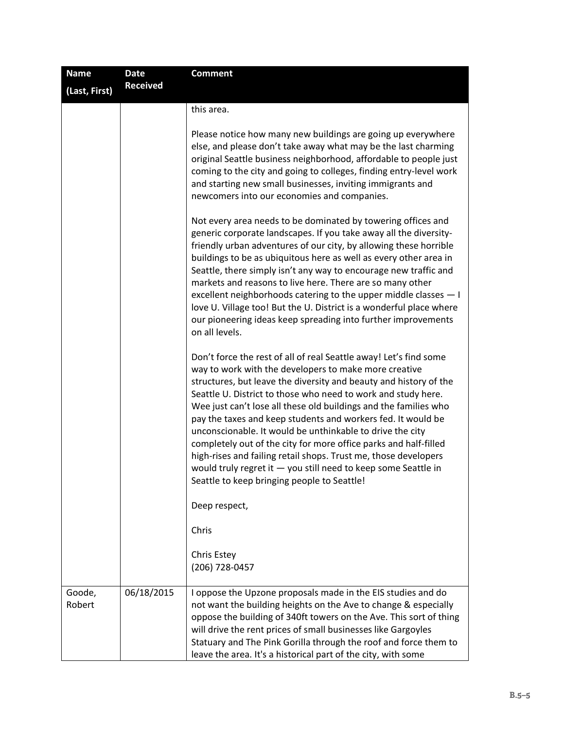| Name (Last, First) | Date Received | Comment |
|---|---|---|
| | | this area.<br><br>Please notice how many new buildings are going up everywhere else, and please don't take away what may be the last charming original Seattle business neighborhood, affordable to people just coming to the city and going to colleges, finding entry-level work and starting new small businesses, inviting immigrants and newcomers into our economies and companies.<br><br>Not every area needs to be dominated by towering offices and generic corporate landscapes. If you take away all the diversity-friendly urban adventures of our city, by allowing these horrible buildings to be as ubiquitous here as well as every other area in Seattle, there simply isn't any way to encourage new traffic and markets and reasons to live here. There are so many other excellent neighborhoods catering to the upper middle classes — I love U. Village too! But the U. District is a wonderful place where our pioneering ideas keep spreading into further improvements on all levels.<br><br>Don't force the rest of all of real Seattle away! Let's find some way to work with the developers to make more creative structures, but leave the diversity and beauty and history of the Seattle U. District to those who need to work and study here. Wee just can't lose all these old buildings and the families who pay the taxes and keep students and workers fed. It would be unconscionable. It would be unthinkable to drive the city completely out of the city for more office parks and half-filled high-rises and failing retail shops. Trust me, those developers would truly regret it — you still need to keep some Seattle in Seattle to keep bringing people to Seattle!<br><br>Deep respect,<br><br>Chris<br><br>Chris Estey<br>(206) 728-0457 |
| Goode, Robert | 06/18/2015 | I oppose the Upzone proposals made in the EIS studies and do not want the building heights on the Ave to change & especially oppose the building of 340ft towers on the Ave. This sort of thing will drive the rent prices of small businesses like Gargoyles Statuary and The Pink Gorilla through the roof and force them to leave the area. It's a historical part of the city, with some |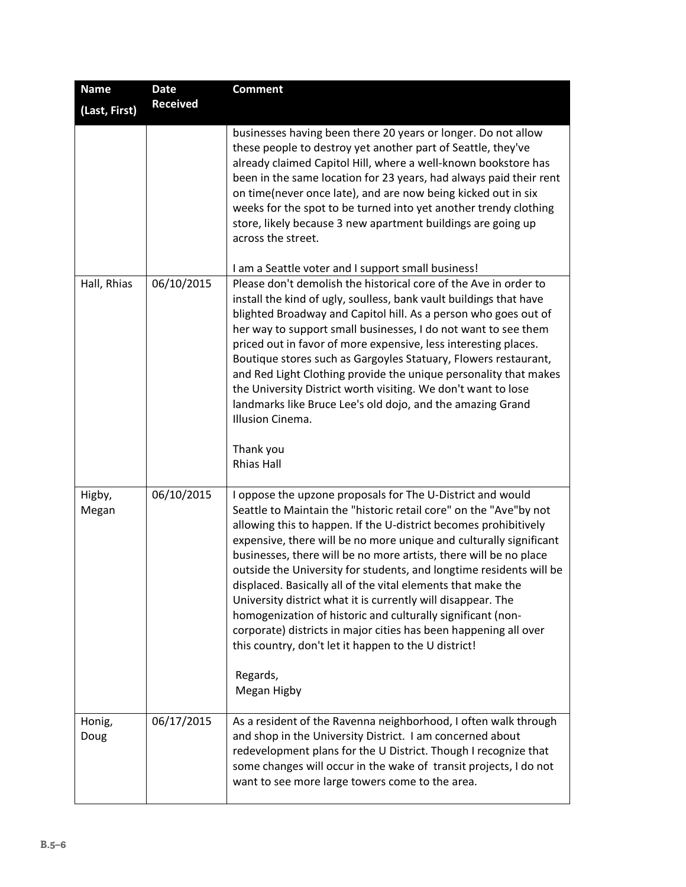| Name (Last, First) | Date Received | Comment |
|---|---|---|
| | | businesses having been there 20 years or longer. Do not allow these people to destroy yet another part of Seattle, they've already claimed Capitol Hill, where a well-known bookstore has been in the same location for 23 years, had always paid their rent on time(never once late), and are now being kicked out in six weeks for the spot to be turned into yet another trendy clothing store, likely because 3 new apartment buildings are going up across the street.<br><br>I am a Seattle voter and I support small business! |
| Hall, Rhias | 06/10/2015 | Please don't demolish the historical core of the Ave in order to install the kind of ugly, soulless, bank vault buildings that have blighted Broadway and Capitol hill. As a person who goes out of her way to support small businesses, I do not want to see them priced out in favor of more expensive, less interesting places. Boutique stores such as Gargoyles Statuary, Flowers restaurant, and Red Light Clothing provide the unique personality that makes the University District worth visiting. We don't want to lose landmarks like Bruce Lee's old dojo, and the amazing Grand Illusion Cinema.<br><br>Thank you<br>Rhias Hall |
| Higby, Megan | 06/10/2015 | I oppose the upzone proposals for The U-District and would Seattle to Maintain the "historic retail core" on the "Ave"by not allowing this to happen. If the U-district becomes prohibitively expensive, there will be no more unique and culturally significant businesses, there will be no more artists, there will be no place outside the University for students, and longtime residents will be displaced. Basically all of the vital elements that make the University district what it is currently will disappear. The homogenization of historic and culturally significant (non-corporate) districts in major cities has been happening all over this country, don't let it happen to the U district!<br><br>Regards,<br>Megan Higby |
| Honig, Doug | 06/17/2015 | As a resident of the Ravenna neighborhood, I often walk through and shop in the University District. I am concerned about redevelopment plans for the U District. Though I recognize that some changes will occur in the wake of transit projects, I do not want to see more large towers come to the area. |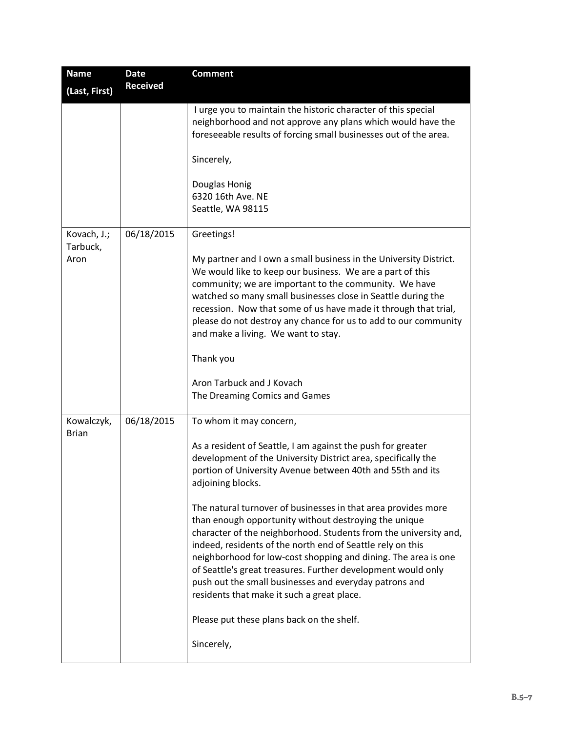| Name (Last, First) | Date Received | Comment |
|---|---|---|
| | | I urge you to maintain the historic character of this special neighborhood and not approve any plans which would have the foreseeable results of forcing small businesses out of the area.<br><br>Sincerely,<br><br>Douglas Honig<br>6320 16th Ave. NE<br>Seattle, WA 98115 |
| Kovach, J.; Tarbuck, Aron | 06/18/2015 | Greetings!<br><br>My partner and I own a small business in the University District. We would like to keep our business. We are a part of this community; we are important to the community. We have watched so many small businesses close in Seattle during the recession. Now that some of us have made it through that trial, please do not destroy any chance for us to add to our community and make a living. We want to stay.<br><br>Thank you<br><br>Aron Tarbuck and J Kovach<br>The Dreaming Comics and Games |
| Kowalczyk, Brian | 06/18/2015 | To whom it may concern,<br><br>As a resident of Seattle, I am against the push for greater development of the University District area, specifically the portion of University Avenue between 40th and 55th and its adjoining blocks.<br><br>The natural turnover of businesses in that area provides more than enough opportunity without destroying the unique character of the neighborhood. Students from the university and, indeed, residents of the north end of Seattle rely on this neighborhood for low-cost shopping and dining. The area is one of Seattle's great treasures. Further development would only push out the small businesses and everyday patrons and residents that make it such a great place.<br><br>Please put these plans back on the shelf.<br><br>Sincerely, |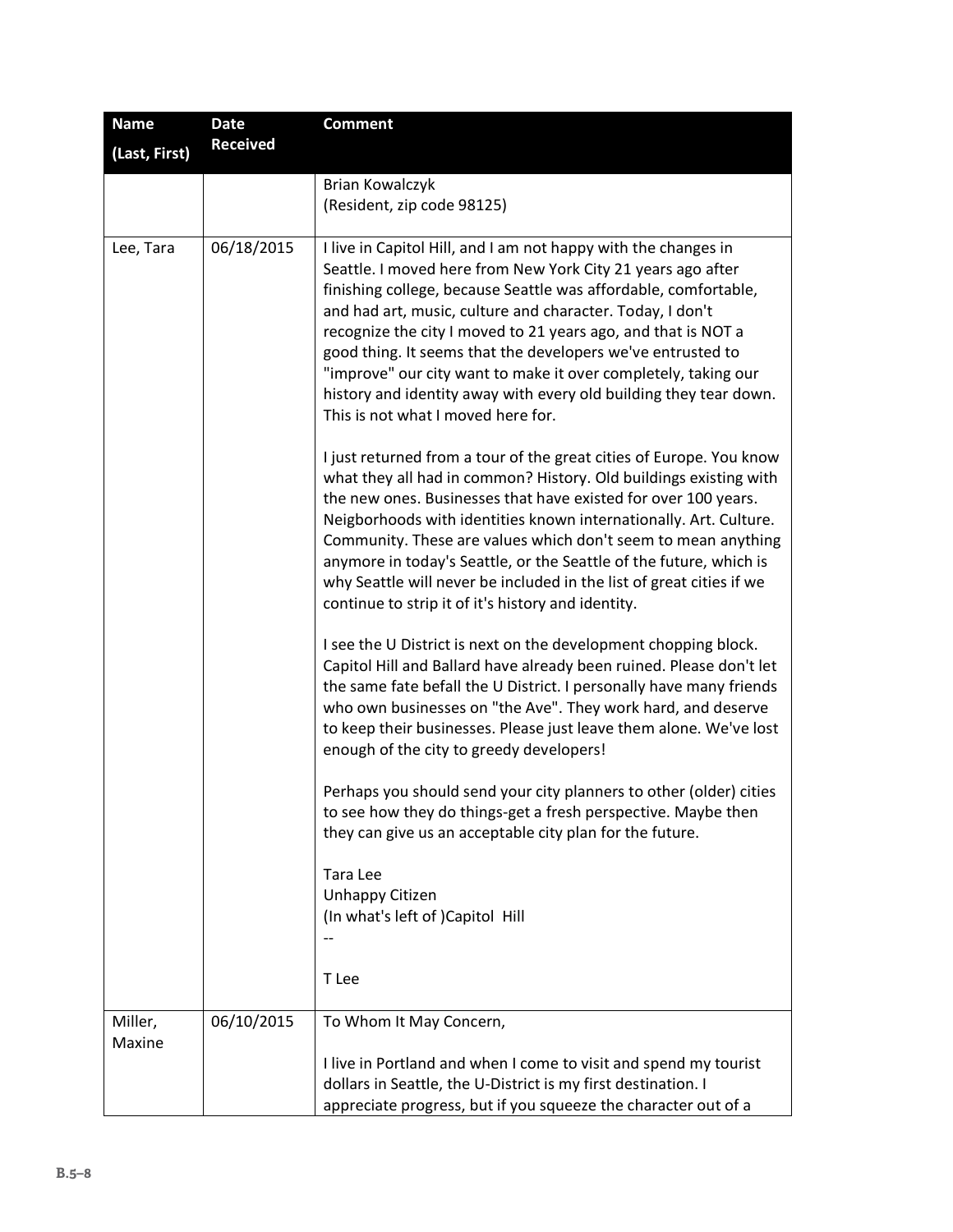| Name (Last, First) | Date Received | Comment |
|---|---|---|
| | | Brian Kowalczyk<br>(Resident, zip code 98125) |
| Lee, Tara | 06/18/2015 | I live in Capitol Hill, and I am not happy with the changes in Seattle. I moved here from New York City 21 years ago after finishing college, because Seattle was affordable, comfortable, and had art, music, culture and character. Today, I don't recognize the city I moved to 21 years ago, and that is NOT a good thing. It seems that the developers we've entrusted to "improve" our city want to make it over completely, taking our history and identity away with every old building they tear down. This is not what I moved here for.<br><br>I just returned from a tour of the great cities of Europe. You know what they all had in common? History. Old buildings existing with the new ones. Businesses that have existed for over 100 years. Neigborhoods with identities known internationally. Art. Culture. Community. These are values which don't seem to mean anything anymore in today's Seattle, or the Seattle of the future, which is why Seattle will never be included in the list of great cities if we continue to strip it of it's history and identity.<br><br>I see the U District is next on the development chopping block. Capitol Hill and Ballard have already been ruined. Please don't let the same fate befall the U District. I personally have many friends who own businesses on "the Ave". They work hard, and deserve to keep their businesses. Please just leave them alone. We've lost enough of the city to greedy developers!<br><br>Perhaps you should send your city planners to other (older) cities to see how they do things-get a fresh perspective. Maybe then they can give us an acceptable city plan for the future.<br><br>Tara Lee<br>Unhappy Citizen<br>(In what's left of )Capitol Hill<br>--<br><br>T Lee |
| Miller, Maxine | 06/10/2015 | To Whom It May Concern,<br><br>I live in Portland and when I come to visit and spend my tourist dollars in Seattle, the U-District is my first destination. I appreciate progress, but if you squeeze the character out of a |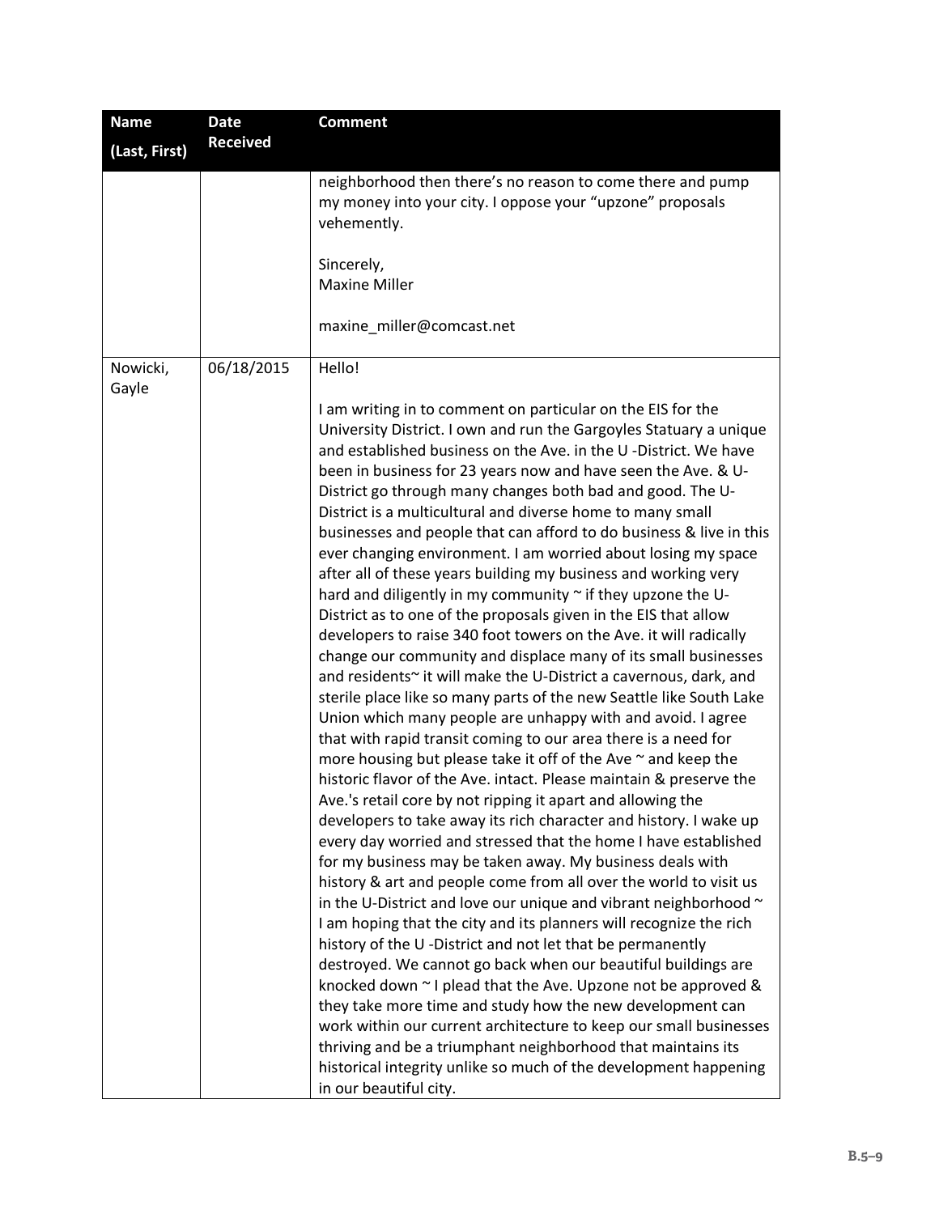| Name (Last, First) | Date Received | Comment |
|---|---|---|
| | | neighborhood then there's no reason to come there and pump my money into your city. I oppose your "upzone" proposals vehemently.<br><br>Sincerely,<br>Maxine Miller<br><br>maxine_miller@comcast.net |
| Nowicki, Gayle | 06/18/2015 | Hello!<br><br>I am writing in to comment on particular on the EIS for the University District. I own and run the Gargoyles Statuary a unique and established business on the Ave. in the U -District. We have been in business for 23 years now and have seen the Ave. & U-District go through many changes both bad and good. The U-District is a multicultural and diverse home to many small businesses and people that can afford to do business & live in this ever changing environment. I am worried about losing my space after all of these years building my business and working very hard and diligently in my community ~ if they upzone the U-District as to one of the proposals given in the EIS that allow developers to raise 340 foot towers on the Ave. it will radically change our community and displace many of its small businesses and residents~ it will make the U-District a cavernous, dark, and sterile place like so many parts of the new Seattle like South Lake Union which many people are unhappy with and avoid. I agree that with rapid transit coming to our area there is a need for more housing but please take it off of the Ave ~ and keep the historic flavor of the Ave. intact. Please maintain & preserve the Ave.'s retail core by not ripping it apart and allowing the developers to take away its rich character and history. I wake up every day worried and stressed that the home I have established for my business may be taken away. My business deals with history & art and people come from all over the world to visit us in the U-District and love our unique and vibrant neighborhood ~ I am hoping that the city and its planners will recognize the rich history of the U -District and not let that be permanently destroyed. We cannot go back when our beautiful buildings are knocked down ~ I plead that the Ave. Upzone not be approved & they take more time and study how the new development can work within our current architecture to keep our small businesses thriving and be a triumphant neighborhood that maintains its historical integrity unlike so much of the development happening in our beautiful city. |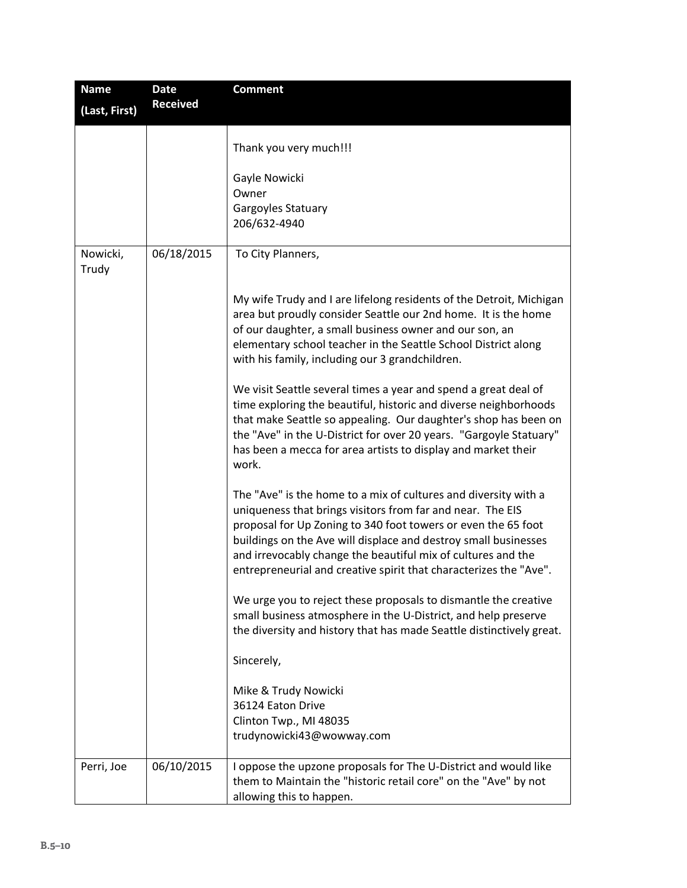| Name (Last, First) | Date Received | Comment |
|---|---|---|
| | | Thank you very much!!!<br><br>Gayle Nowicki<br>Owner<br>Gargoyles Statuary<br>206/632-4940 |
| Nowicki, Trudy | 06/18/2015 | To City Planners,<br><br>My wife Trudy and I are lifelong residents of the Detroit, Michigan area but proudly consider Seattle our 2nd home. It is the home of our daughter, a small business owner and our son, an elementary school teacher in the Seattle School District along with his family, including our 3 grandchildren.<br><br>We visit Seattle several times a year and spend a great deal of time exploring the beautiful, historic and diverse neighborhoods that make Seattle so appealing. Our daughter's shop has been on the "Ave" in the U-District for over 20 years. "Gargoyle Statuary" has been a mecca for area artists to display and market their work.<br><br>The "Ave" is the home to a mix of cultures and diversity with a uniqueness that brings visitors from far and near. The EIS proposal for Up Zoning to 340 foot towers or even the 65 foot buildings on the Ave will displace and destroy small businesses and irrevocably change the beautiful mix of cultures and the entrepreneurial and creative spirit that characterizes the "Ave".<br><br>We urge you to reject these proposals to dismantle the creative small business atmosphere in the U-District, and help preserve the diversity and history that has made Seattle distinctively great.<br><br>Sincerely,<br><br>Mike & Trudy Nowicki<br>36124 Eaton Drive<br>Clinton Twp., MI 48035<br>trudynowicki43@wowway.com |
| Perri, Joe | 06/10/2015 | I oppose the upzone proposals for The U-District and would like them to Maintain the "historic retail core" on the "Ave" by not allowing this to happen. |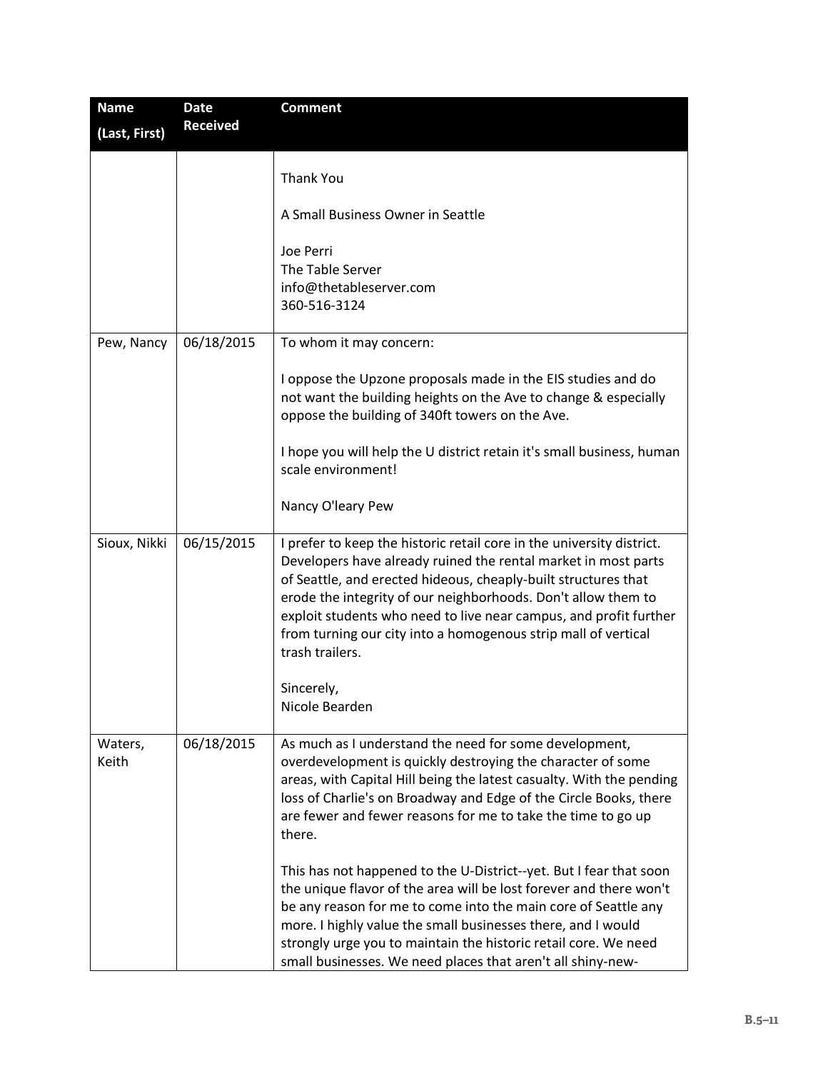| Name (Last, First) | Date Received | Comment |
|---|---|---|
| | | Thank You<br><br>A Small Business Owner in Seattle<br><br>Joe Perri<br>The Table Server<br>info@thetableserver.com<br>360-516-3124 |
| Pew, Nancy | 06/18/2015 | To whom it may concern:<br><br>I oppose the Upzone proposals made in the EIS studies and do not want the building heights on the Ave to change & especially oppose the building of 340ft towers on the Ave.<br><br>I hope you will help the U district retain it's small business, human scale environment!<br><br>Nancy O'leary Pew |
| Sioux, Nikki | 06/15/2015 | I prefer to keep the historic retail core in the university district. Developers have already ruined the rental market in most parts of Seattle, and erected hideous, cheaply-built structures that erode the integrity of our neighborhoods. Don't allow them to exploit students who need to live near campus, and profit further from turning our city into a homogenous strip mall of vertical trash trailers.<br><br>Sincerely,<br>Nicole Bearden |
| Waters, Keith | 06/18/2015 | As much as I understand the need for some development, overdevelopment is quickly destroying the character of some areas, with Capital Hill being the latest casualty. With the pending loss of Charlie's on Broadway and Edge of the Circle Books, there are fewer and fewer reasons for me to take the time to go up there.<br><br>This has not happened to the U-District--yet. But I fear that soon the unique flavor of the area will be lost forever and there won't be any reason for me to come into the main core of Seattle any more. I highly value the small businesses there, and I would strongly urge you to maintain the historic retail core. We need small businesses. We need places that aren't all shiny-new- |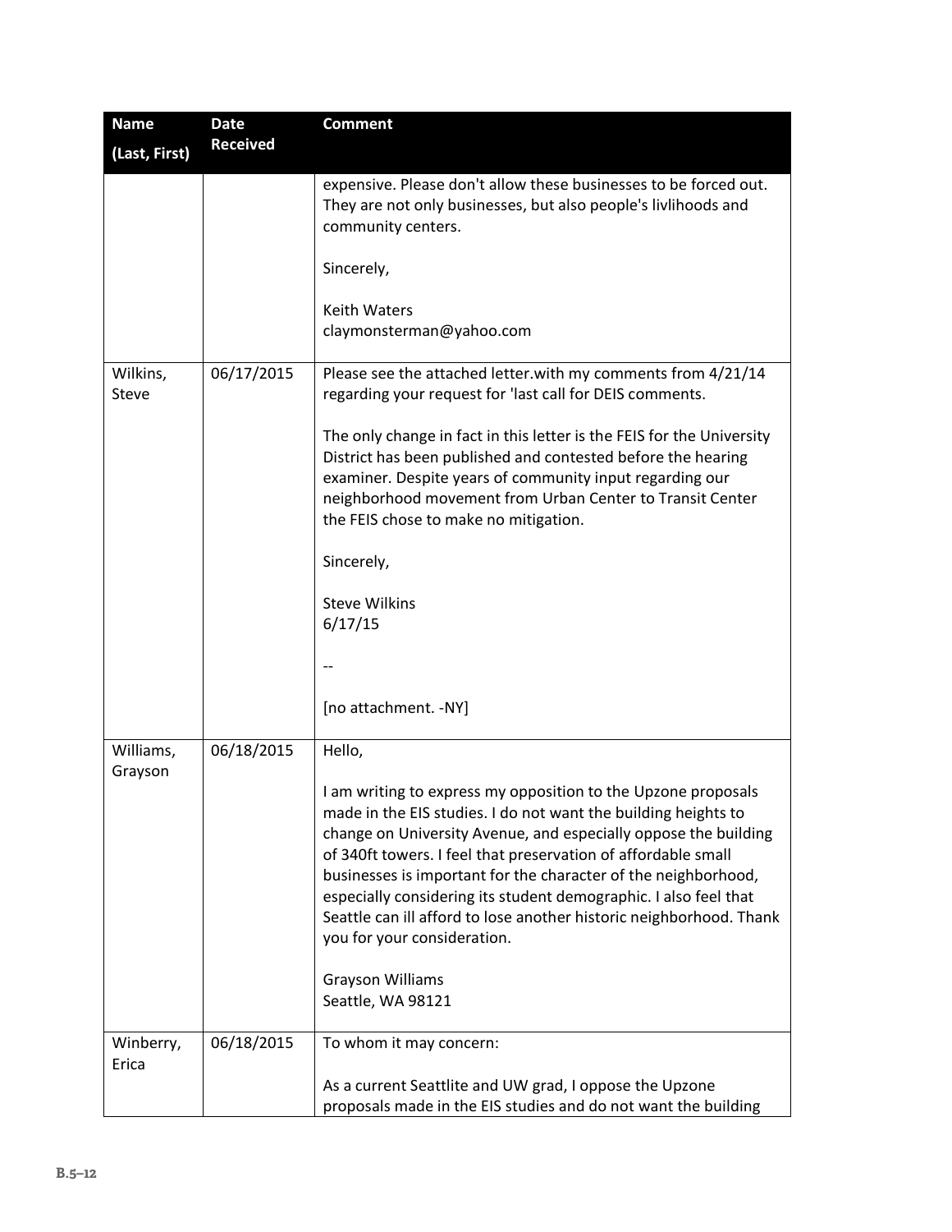| Name (Last, First) | Date Received | Comment |
|---|---|---|
| | | expensive. Please don't allow these businesses to be forced out. They are not only businesses, but also people's livlihoods and community centers.<br><br>Sincerely,<br><br>Keith Waters<br>claymonsterman@yahoo.com |
| Wilkins, Steve | 06/17/2015 | Please see the attached letter.with my comments from 4/21/14 regarding your request for 'last call for DEIS comments.<br><br>The only change in fact in this letter is the FEIS for the University District has been published and contested before the hearing examiner. Despite years of community input regarding our neighborhood movement from Urban Center to Transit Center the FEIS chose to make no mitigation.<br><br>Sincerely,<br><br>Steve Wilkins<br>6/17/15<br><br>--<br><br>[no attachment. -NY] |
| Williams, Grayson | 06/18/2015 | Hello,<br><br>I am writing to express my opposition to the Upzone proposals made in the EIS studies. I do not want the building heights to change on University Avenue, and especially oppose the building of 340ft towers. I feel that preservation of affordable small businesses is important for the character of the neighborhood, especially considering its student demographic. I also feel that Seattle can ill afford to lose another historic neighborhood. Thank you for your consideration.<br><br>Grayson Williams<br>Seattle, WA 98121 |
| Winberry, Erica | 06/18/2015 | To whom it may concern:<br><br>As a current Seattlite and UW grad, I oppose the Upzone proposals made in the EIS studies and do not want the building |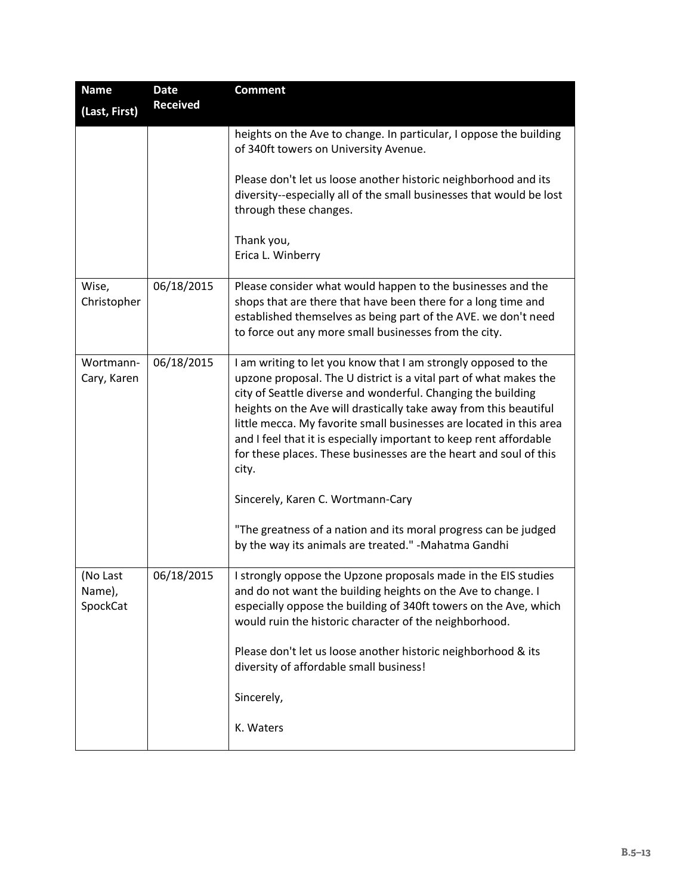| Name (Last, First) | Date Received | Comment |
|---|---|---|
| | | heights on the Ave to change. In particular, I oppose the building of 340ft towers on University Avenue.<br><br>Please don't let us loose another historic neighborhood and its diversity--especially all of the small businesses that would be lost through these changes.<br><br>Thank you,<br>Erica L. Winberry |
| Wise, Christopher | 06/18/2015 | Please consider what would happen to the businesses and the shops that are there that have been there for a long time and established themselves as being part of the AVE. we don't need to force out any more small businesses from the city. |
| Wortmann-Cary, Karen | 06/18/2015 | I am writing to let you know that I am strongly opposed to the upzone proposal. The U district is a vital part of what makes the city of Seattle diverse and wonderful. Changing the building heights on the Ave will drastically take away from this beautiful little mecca. My favorite small businesses are located in this area and I feel that it is especially important to keep rent affordable for these places. These businesses are the heart and soul of this city.<br><br>Sincerely, Karen C. Wortmann-Cary<br><br>"The greatness of a nation and its moral progress can be judged by the way its animals are treated." -Mahatma Gandhi |
| (No Last Name), SpockCat | 06/18/2015 | I strongly oppose the Upzone proposals made in the EIS studies and do not want the building heights on the Ave to change. I especially oppose the building of 340ft towers on the Ave, which would ruin the historic character of the neighborhood.<br><br>Please don't let us loose another historic neighborhood & its diversity of affordable small business!<br><br>Sincerely,<br><br>K. Waters |